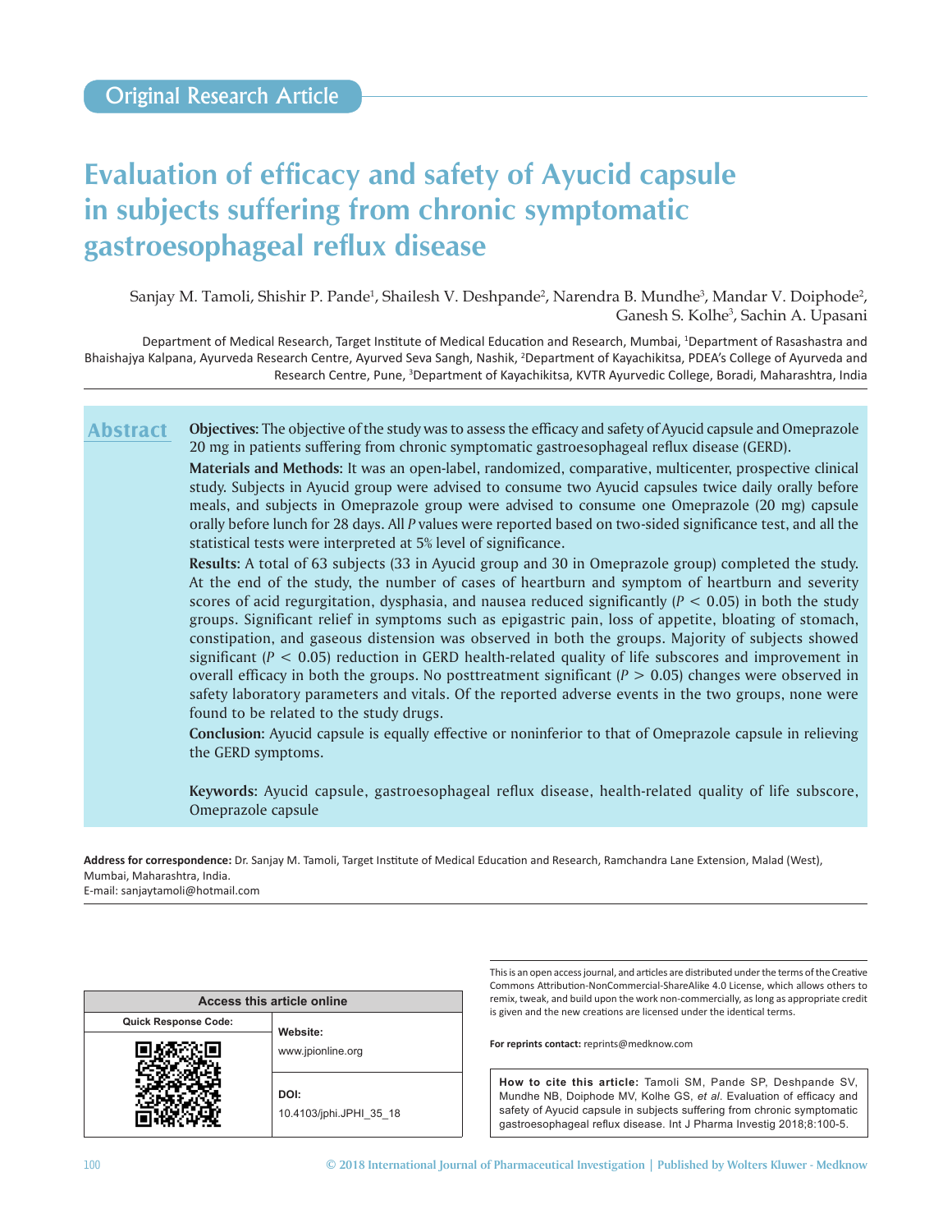Original Research Article

# Evaluation of efficacy and safety of Ayucid capsule in subjects suffering from chronic symptomatic gastroesophageal reflux disease

Sanjay M. Tamoli, Shishir P. Pande[1], Shailesh V. Deshpande[2], Narendra B. Mundhe[3], Mandar V. Doiphode[2], Ganesh S. Kolhe[3], Sachin A. Upasani

Department of Medical Research, Target Institute of Medical Education and Research, Mumbai, [1]Department of Rasashastra and Bhaishajya Kalpana, Ayurveda Research Centre, Ayurved Seva Sangh, Nashik, [2]Department of Kayachikitsa, PDEA's College of Ayurveda and Research Centre, Pune, [3]Department of Kayachikitsa, KVTR Ayurvedic College, Boradi, Maharashtra, India

## Abstract

**Objectives:** The objective of the study was to assess the efficacy and safety of Ayucid capsule and Omeprazole 20 mg in patients suffering from chronic symptomatic gastroesophageal reflux disease (GERD).

**Materials and Methods:** It was an open-label, randomized, comparative, multicenter, prospective clinical study. Subjects in Ayucid group were advised to consume two Ayucid capsules twice daily orally before meals, and subjects in Omeprazole group were advised to consume one Omeprazole (20 mg) capsule orally before lunch for 28 days. All *P* values were reported based on two-sided significance test, and all the statistical tests were interpreted at 5% level of significance.

**Results:** A total of 63 subjects (33 in Ayucid group and 30 in Omeprazole group) completed the study. At the end of the study, the number of cases of heartburn and symptom of heartburn and severity scores of acid regurgitation, dysphasia, and nausea reduced significantly ($P < 0.05$) in both the study groups. Significant relief in symptoms such as epigastric pain, loss of appetite, bloating of stomach, constipation, and gaseous distension was observed in both the groups. Majority of subjects showed significant ($P < 0.05$) reduction in GERD health-related quality of life subscores and improvement in overall efficacy in both the groups. No posttreatment significant ($P > 0.05$) changes were observed in safety laboratory parameters and vitals. Of the reported adverse events in the two groups, none were found to be related to the study drugs.

**Conclusion:** Ayucid capsule is equally effective or noninferior to that of Omeprazole capsule in relieving the GERD symptoms.

**Keywords:** Ayucid capsule, gastroesophageal reflux disease, health-related quality of life subscore, Omeprazole capsule

**Address for correspondence:** Dr. Sanjay M. Tamoli, Target Institute of Medical Education and Research, Ramchandra Lane Extension, Malad (West), Mumbai, Maharashtra, India.
E-mail: sanjaytamoli@hotmail.com

| Access this article online | |
|---|---|
| Quick Response Code: | Website: www.jpionline.org |
| | DOI: 10.4103/jphi.JPHI_35_18 |

This is an open access journal, and articles are distributed under the terms of the Creative Commons Attribution-NonCommercial-ShareAlike 4.0 License, which allows others to remix, tweak, and build upon the work non-commercially, as long as appropriate credit is given and the new creations are licensed under the identical terms.

**For reprints contact:** reprints@medknow.com

**How to cite this article:** Tamoli SM, Pande SP, Deshpande SV, Mundhe NB, Doiphode MV, Kolhe GS, *et al*. Evaluation of efficacy and safety of Ayucid capsule in subjects suffering from chronic symptomatic gastroesophageal reflux disease. Int J Pharma Investig 2018;8:100-5.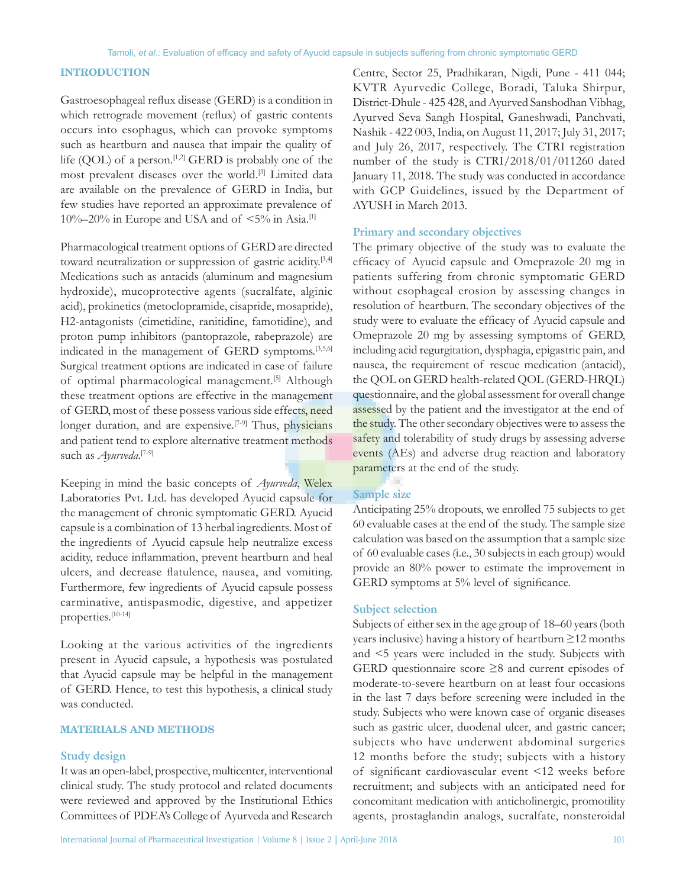## INTRODUCTION

Gastroesophageal reflux disease (GERD) is a condition in which retrograde movement (reflux) of gastric contents occurs into esophagus, which can provoke symptoms such as heartburn and nausea that impair the quality of life (QOL) of a person.[1,2] GERD is probably one of the most prevalent diseases over the world.[3] Limited data are available on the prevalence of GERD in India, but few studies have reported an approximate prevalence of 10%–20% in Europe and USA and of <5% in Asia.[1]

Pharmacological treatment options of GERD are directed toward neutralization or suppression of gastric acidity.[3,4] Medications such as antacids (aluminum and magnesium hydroxide), mucoprotective agents (sucralfate, alginic acid), prokinetics (metoclopramide, cisapride, mosapride), H2-antagonists (cimetidine, ranitidine, famotidine), and proton pump inhibitors (pantoprazole, rabeprazole) are indicated in the management of GERD symptoms.[3,5,6] Surgical treatment options are indicated in case of failure of optimal pharmacological management.[5] Although these treatment options are effective in the management of GERD, most of these possess various side effects, need longer duration, and are expensive.[7-9] Thus, physicians and patient tend to explore alternative treatment methods such as *Ayurveda*.[7-9]

Keeping in mind the basic concepts of *Ayurveda*, Welex Laboratories Pvt. Ltd. has developed Ayucid capsule for the management of chronic symptomatic GERD. Ayucid capsule is a combination of 13 herbal ingredients. Most of the ingredients of Ayucid capsule help neutralize excess acidity, reduce inflammation, prevent heartburn and heal ulcers, and decrease flatulence, nausea, and vomiting. Furthermore, few ingredients of Ayucid capsule possess carminative, antispasmodic, digestive, and appetizer properties.[10-14]

Looking at the various activities of the ingredients present in Ayucid capsule, a hypothesis was postulated that Ayucid capsule may be helpful in the management of GERD. Hence, to test this hypothesis, a clinical study was conducted.

## MATERIALS AND METHODS

### Study design

It was an open-label, prospective, multicenter, interventional clinical study. The study protocol and related documents were reviewed and approved by the Institutional Ethics Committees of PDEA's College of Ayurveda and Research Centre, Sector 25, Pradhikaran, Nigdi, Pune - 411 044; KVTR Ayurvedic College, Boradi, Taluka Shirpur, District-Dhule - 425 428, and Ayurved Sanshodhan Vibhag, Ayurved Seva Sangh Hospital, Ganeshwadi, Panchvati, Nashik - 422 003, India, on August 11, 2017; July 31, 2017; and July 26, 2017, respectively. The CTRI registration number of the study is CTRI/2018/01/011260 dated January 11, 2018. The study was conducted in accordance with GCP Guidelines, issued by the Department of AYUSH in March 2013.

### Primary and secondary objectives

The primary objective of the study was to evaluate the efficacy of Ayucid capsule and Omeprazole 20 mg in patients suffering from chronic symptomatic GERD without esophageal erosion by assessing changes in resolution of heartburn. The secondary objectives of the study were to evaluate the efficacy of Ayucid capsule and Omeprazole 20 mg by assessing symptoms of GERD, including acid regurgitation, dysphagia, epigastric pain, and nausea, the requirement of rescue medication (antacid), the QOL on GERD health-related QOL (GERD-HRQL) questionnaire, and the global assessment for overall change assessed by the patient and the investigator at the end of the study. The other secondary objectives were to assess the safety and tolerability of study drugs by assessing adverse events (AEs) and adverse drug reaction and laboratory parameters at the end of the study.

### Sample size

Anticipating 25% dropouts, we enrolled 75 subjects to get 60 evaluable cases at the end of the study. The sample size calculation was based on the assumption that a sample size of 60 evaluable cases (i.e., 30 subjects in each group) would provide an 80% power to estimate the improvement in GERD symptoms at 5% level of significance.

### Subject selection

Subjects of either sex in the age group of 18–60 years (both years inclusive) having a history of heartburn ≥12 months and <5 years were included in the study. Subjects with GERD questionnaire score ≥8 and current episodes of moderate-to-severe heartburn on at least four occasions in the last 7 days before screening were included in the study. Subjects who were known case of organic diseases such as gastric ulcer, duodenal ulcer, and gastric cancer; subjects who have underwent abdominal surgeries 12 months before the study; subjects with a history of significant cardiovascular event <12 weeks before recruitment; and subjects with an anticipated need for concomitant medication with anticholinergic, promotility agents, prostaglandin analogs, sucralfate, nonsteroidal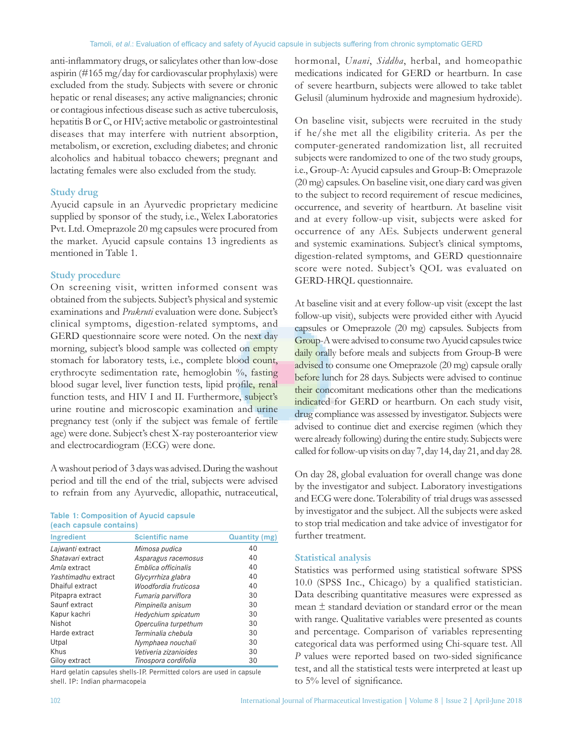anti-inflammatory drugs, or salicylates other than low-dose aspirin (#165 mg/day for cardiovascular prophylaxis) were excluded from the study. Subjects with severe or chronic hepatic or renal diseases; any active malignancies; chronic or contagious infectious disease such as active tuberculosis, hepatitis B or C, or HIV; active metabolic or gastrointestinal diseases that may interfere with nutrient absorption, metabolism, or excretion, excluding diabetes; and chronic alcoholics and habitual tobacco chewers; pregnant and lactating females were also excluded from the study.

### Study drug

Ayucid capsule in an Ayurvedic proprietary medicine supplied by sponsor of the study, i.e., Welex Laboratories Pvt. Ltd. Omeprazole 20 mg capsules were procured from the market. Ayucid capsule contains 13 ingredients as mentioned in Table 1.

### Study procedure

On screening visit, written informed consent was obtained from the subjects. Subject's physical and systemic examinations and *Prakruti* evaluation were done. Subject's clinical symptoms, digestion-related symptoms, and GERD questionnaire score were noted. On the next day morning, subject's blood sample was collected on empty stomach for laboratory tests, i.e., complete blood count, erythrocyte sedimentation rate, hemoglobin %, fasting blood sugar level, liver function tests, lipid profile, renal function tests, and HIV I and II. Furthermore, subject's urine routine and microscopic examination and urine pregnancy test (only if the subject was female of fertile age) were done. Subject's chest X-ray posteroanterior view and electrocardiogram (ECG) were done.

A washout period of 3 days was advised. During the washout period and till the end of the trial, subjects were advised to refrain from any Ayurvedic, allopathic, nutraceutical, hormonal, *Unani*, *Siddha*, herbal, and homeopathic medications indicated for GERD or heartburn. In case of severe heartburn, subjects were allowed to take tablet Gelusil (aluminum hydroxide and magnesium hydroxide).

**Table 1: Composition of Ayucid capsule (each capsule contains)**

| Ingredient | Scientific name | Quantity (mg) |
|---|---|---|
| *Lajwanti* extract | *Mimosa pudica* | 40 |
| *Shatavari* extract | *Asparagus racemosus* | 40 |
| *Amla* extract | *Emblica officinalis* | 40 |
| *Yashtimadhu* extract | *Glycyrrhiza glabra* | 40 |
| Dhaiful extract | *Woodfordia fruticosa* | 40 |
| Pitpapra extract | *Fumaria parviflora* | 30 |
| Saunf extract | *Pimpinella anisum* | 30 |
| Kapur kachri | *Hedychium spicatum* | 30 |
| Nishot | *Operculina turpethum* | 30 |
| Harde extract | *Terminalia chebula* | 30 |
| Utpal | *Nymphaea nouchali* | 30 |
| Khus | *Vetiveria zizanioides* | 30 |
| Giloy extract | *Tinospora cordifolia* | 30 |

Hard gelatin capsules shells-IP. Permitted colors are used in capsule shell. IP: Indian pharmacopeia

On baseline visit, subjects were recruited in the study if he/she met all the eligibility criteria. As per the computer-generated randomization list, all recruited subjects were randomized to one of the two study groups, i.e., Group-A: Ayucid capsules and Group-B: Omeprazole (20 mg) capsules. On baseline visit, one diary card was given to the subject to record requirement of rescue medicines, occurrence, and severity of heartburn. At baseline visit and at every follow-up visit, subjects were asked for occurrence of any AEs. Subjects underwent general and systemic examinations. Subject's clinical symptoms, digestion-related symptoms, and GERD questionnaire score were noted. Subject's QOL was evaluated on GERD-HRQL questionnaire.

At baseline visit and at every follow-up visit (except the last follow-up visit), subjects were provided either with Ayucid capsules or Omeprazole (20 mg) capsules. Subjects from Group-A were advised to consume two Ayucid capsules twice daily orally before meals and subjects from Group-B were advised to consume one Omeprazole (20 mg) capsule orally before lunch for 28 days. Subjects were advised to continue their concomitant medications other than the medications indicated for GERD or heartburn. On each study visit, drug compliance was assessed by investigator. Subjects were advised to continue diet and exercise regimen (which they were already following) during the entire study. Subjects were called for follow-up visits on day 7, day 14, day 21, and day 28.

On day 28, global evaluation for overall change was done by the investigator and subject. Laboratory investigations and ECG were done. Tolerability of trial drugs was assessed by investigator and the subject. All the subjects were asked to stop trial medication and take advice of investigator for further treatment.

### Statistical analysis

Statistics was performed using statistical software SPSS 10.0 (SPSS Inc., Chicago) by a qualified statistician. Data describing quantitative measures were expressed as mean ± standard deviation or standard error or the mean with range. Qualitative variables were presented as counts and percentage. Comparison of variables representing categorical data was performed using Chi-square test. All *P* values were reported based on two-sided significance test, and all the statistical tests were interpreted at least up to 5% level of significance.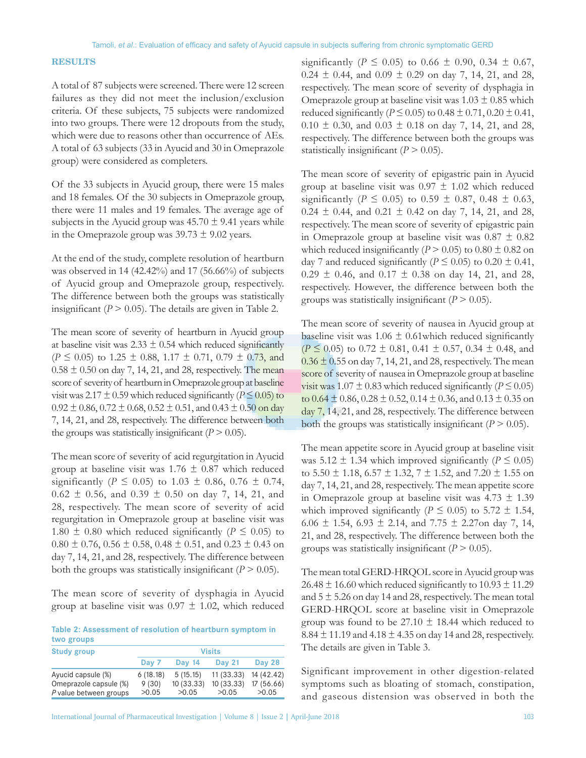## RESULTS

A total of 87 subjects were screened. There were 12 screen failures as they did not meet the inclusion/exclusion criteria. Of these subjects, 75 subjects were randomized into two groups. There were 12 dropouts from the study, which were due to reasons other than occurrence of AEs. A total of 63 subjects (33 in Ayucid and 30 in Omeprazole group) were considered as completers.

Of the 33 subjects in Ayucid group, there were 15 males and 18 females. Of the 30 subjects in Omeprazole group, there were 11 males and 19 females. The average age of subjects in the Ayucid group was 45.70 ± 9.41 years while in the Omeprazole group was 39.73 ± 9.02 years.

At the end of the study, complete resolution of heartburn was observed in 14 (42.42%) and 17 (56.66%) of subjects of Ayucid group and Omeprazole group, respectively. The difference between both the groups was statistically insignificant ($P > 0.05$). The details are given in Table 2.

The mean score of severity of heartburn in Ayucid group at baseline visit was 2.33 ± 0.54 which reduced significantly ($P \leq 0.05$) to 1.25 ± 0.88, 1.17 ± 0.71, 0.79 ± 0.73, and 0.58 ± 0.50 on day 7, 14, 21, and 28, respectively. The mean score of severity of heartburn in Omeprazole group at baseline visit was 2.17 ± 0.59 which reduced significantly ($P \leq 0.05$) to 0.92 ± 0.86, 0.72 ± 0.68, 0.52 ± 0.51, and 0.43 ± 0.50 on day 7, 14, 21, and 28, respectively. The difference between both the groups was statistically insignificant ($P > 0.05$).

The mean score of severity of acid regurgitation in Ayucid group at baseline visit was 1.76 ± 0.87 which reduced significantly ($P \leq 0.05$) to 1.03 ± 0.86, 0.76 ± 0.74, 0.62 ± 0.56, and 0.39 ± 0.50 on day 7, 14, 21, and 28, respectively. The mean score of severity of acid regurgitation in Omeprazole group at baseline visit was 1.80 ± 0.80 which reduced significantly ($P \leq 0.05$) to 0.80 ± 0.76, 0.56 ± 0.58, 0.48 ± 0.51, and 0.23 ± 0.43 on day 7, 14, 21, and 28, respectively. The difference between both the groups was statistically insignificant ($P > 0.05$).

The mean score of severity of dysphagia in Ayucid group at baseline visit was 0.97 ± 1.02, which reduced significantly ($P \leq 0.05$) to 0.66 ± 0.90, 0.34 ± 0.67, 0.24 ± 0.44, and 0.09 ± 0.29 on day 7, 14, 21, and 28, respectively. The mean score of severity of dysphagia in Omeprazole group at baseline visit was 1.03 ± 0.85 which reduced significantly ($P \leq 0.05$) to 0.48 ± 0.71, 0.20 ± 0.41, 0.10 ± 0.30, and 0.03 ± 0.18 on day 7, 14, 21, and 28, respectively. The difference between both the groups was statistically insignificant ($P > 0.05$).

**Table 2: Assessment of resolution of heartburn symptom in two groups**

| Study group | Visits | | | |
|---|---|---|---|---|
| | Day 7 | Day 14 | Day 21 | Day 28 |
| Ayucid capsule (%) | 6 (18.18) | 5 (15.15) | 11 (33.33) | 14 (42.42) |
| Omeprazole capsule (%) | 9 (30) | 10 (33.33) | 10 (33.33) | 17 (56.66) |
| *P* value between groups | >0.05 | >0.05 | >0.05 | >0.05 |

The mean score of severity of epigastric pain in Ayucid group at baseline visit was 0.97 ± 1.02 which reduced significantly ($P \leq 0.05$) to 0.59 ± 0.87, 0.48 ± 0.63, 0.24 ± 0.44, and 0.21 ± 0.42 on day 7, 14, 21, and 28, respectively. The mean score of severity of epigastric pain in Omeprazole group at baseline visit was 0.87 ± 0.82 which reduced insignificantly ($P > 0.05$) to 0.80 ± 0.82 on day 7 and reduced significantly ($P \leq 0.05$) to 0.20 ± 0.41, 0.29 ± 0.46, and 0.17 ± 0.38 on day 14, 21, and 28, respectively. However, the difference between both the groups was statistically insignificant ($P > 0.05$).

The mean score of severity of nausea in Ayucid group at baseline visit was 1.06 ± 0.61which reduced significantly ($P \leq 0.05$) to 0.72 ± 0.81, 0.41 ± 0.57, 0.34 ± 0.48, and 0.36 ± 0.55 on day 7, 14, 21, and 28, respectively. The mean score of severity of nausea in Omeprazole group at baseline visit was 1.07 ± 0.83 which reduced significantly ($P \leq 0.05$) to 0.64 ± 0.86, 0.28 ± 0.52, 0.14 ± 0.36, and 0.13 ± 0.35 on day 7, 14, 21, and 28, respectively. The difference between both the groups was statistically insignificant ($P > 0.05$).

The mean appetite score in Ayucid group at baseline visit was 5.12 ± 1.34 which improved significantly ($P \leq 0.05$) to 5.50 ± 1.18, 6.57 ± 1.32, 7 ± 1.52, and 7.20 ± 1.55 on day 7, 14, 21, and 28, respectively. The mean appetite score in Omeprazole group at baseline visit was 4.73 ± 1.39 which improved significantly ($P \leq 0.05$) to 5.72 ± 1.54, 6.06 ± 1.54, 6.93 ± 2.14, and 7.75 ± 2.27on day 7, 14, 21, and 28, respectively. The difference between both the groups was statistically insignificant ($P > 0.05$).

The mean total GERD-HRQOL score in Ayucid group was 26.48 ± 16.60 which reduced significantly to 10.93 ± 11.29 and 5 ± 5.26 on day 14 and 28, respectively. The mean total GERD-HRQOL score at baseline visit in Omeprazole group was found to be 27.10 ± 18.44 which reduced to 8.84 ± 11.19 and 4.18 ± 4.35 on day 14 and 28, respectively. The details are given in Table 3.

Significant improvement in other digestion-related symptoms such as bloating of stomach, constipation, and gaseous distension was observed in both the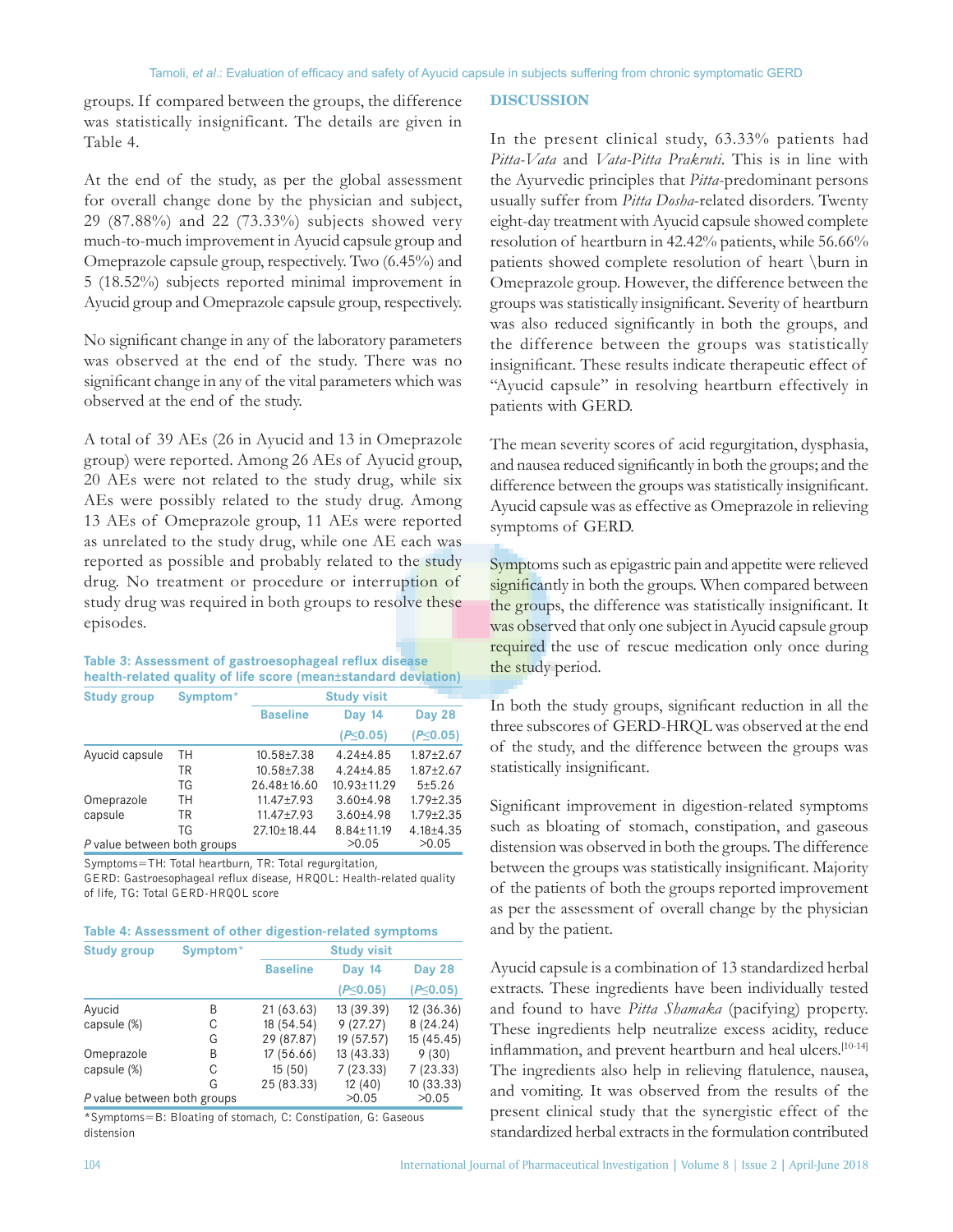groups. If compared between the groups, the difference was statistically insignificant. The details are given in Table 4.

At the end of the study, as per the global assessment for overall change done by the physician and subject, 29 (87.88%) and 22 (73.33%) subjects showed very much-to-much improvement in Ayucid capsule group and Omeprazole capsule group, respectively. Two (6.45%) and 5 (18.52%) subjects reported minimal improvement in Ayucid group and Omeprazole capsule group, respectively.

No significant change in any of the laboratory parameters was observed at the end of the study. There was no significant change in any of the vital parameters which was observed at the end of the study.

A total of 39 AEs (26 in Ayucid and 13 in Omeprazole group) were reported. Among 26 AEs of Ayucid group, 20 AEs were not related to the study drug, while six AEs were possibly related to the study drug. Among 13 AEs of Omeprazole group, 11 AEs were reported as unrelated to the study drug, while one AE each was reported as possible and probably related to the study drug. No treatment or procedure or interruption of study drug was required in both groups to resolve these episodes.

**Table 3: Assessment of gastroesophageal reflux disease health-related quality of life score (mean±standard deviation)**

| Study group | Symptom* | Study visit | | |
|---|---|---|---|---|
| | | Baseline | Day 14 ($P \leq 0.05$) | Day 28 ($P \leq 0.05$) |
| Ayucid capsule | TH | 10.58±7.38 | 4.24±4.85 | 1.87±2.67 |
| | TR | 10.58±7.38 | 4.24±4.85 | 1.87±2.67 |
| | TG | 26.48±16.60 | 10.93±11.29 | 5±5.26 |
| Omeprazole capsule | TH | 11.47±7.93 | 3.60±4.98 | 1.79±2.35 |
| | TR | 11.47±7.93 | 3.60±4.98 | 1.79±2.35 |
| | TG | 27.10±18.44 | 8.84±11.19 | 4.18±4.35 |
| *P* value between both groups | | | >0.05 | >0.05 |

Symptoms=TH: Total heartburn, TR: Total regurgitation, GERD: Gastroesophageal reflux disease, HRQOL: Health-related quality of life, TG: Total GERD-HRQOL score

**Table 4: Assessment of other digestion-related symptoms**

| Study group | Symptom* | Study visit | | |
|---|---|---|---|---|
| | | Baseline | Day 14 ($P \leq 0.05$) | Day 28 ($P \leq 0.05$) |
| Ayucid capsule (%) | B | 21 (63.63) | 13 (39.39) | 12 (36.36) |
| | C | 18 (54.54) | 9 (27.27) | 8 (24.24) |
| | G | 29 (87.87) | 19 (57.57) | 15 (45.45) |
| Omeprazole capsule (%) | B | 17 (56.66) | 13 (43.33) | 9 (30) |
| | C | 15 (50) | 7 (23.33) | 7 (23.33) |
| | G | 25 (83.33) | 12 (40) | 10 (33.33) |
| *P* value between both groups | | | >0.05 | >0.05 |

*Symptoms=B: Bloating of stomach, C: Constipation, G: Gaseous distension

## DISCUSSION

In the present clinical study, 63.33% patients had *Pitta-Vata* and *Vata-Pitta Prakruti*. This is in line with the Ayurvedic principles that *Pitta*-predominant persons usually suffer from *Pitta Dosha*-related disorders. Twenty eight-day treatment with Ayucid capsule showed complete resolution of heartburn in 42.42% patients, while 56.66% patients showed complete resolution of heart \burn in Omeprazole group. However, the difference between the groups was statistically insignificant. Severity of heartburn was also reduced significantly in both the groups, and the difference between the groups was statistically insignificant. These results indicate therapeutic effect of "Ayucid capsule" in resolving heartburn effectively in patients with GERD.

The mean severity scores of acid regurgitation, dysphasia, and nausea reduced significantly in both the groups; and the difference between the groups was statistically insignificant. Ayucid capsule was as effective as Omeprazole in relieving symptoms of GERD.

Symptoms such as epigastric pain and appetite were relieved significantly in both the groups. When compared between the groups, the difference was statistically insignificant. It was observed that only one subject in Ayucid capsule group required the use of rescue medication only once during the study period.

In both the study groups, significant reduction in all the three subscores of GERD-HRQL was observed at the end of the study, and the difference between the groups was statistically insignificant.

Significant improvement in digestion-related symptoms such as bloating of stomach, constipation, and gaseous distension was observed in both the groups. The difference between the groups was statistically insignificant. Majority of the patients of both the groups reported improvement as per the assessment of overall change by the physician and by the patient.

Ayucid capsule is a combination of 13 standardized herbal extracts. These ingredients have been individually tested and found to have *Pitta Shamaka* (pacifying) property. These ingredients help neutralize excess acidity, reduce inflammation, and prevent heartburn and heal ulcers.[10-14] The ingredients also help in relieving flatulence, nausea, and vomiting. It was observed from the results of the present clinical study that the synergistic effect of the standardized herbal extracts in the formulation contributed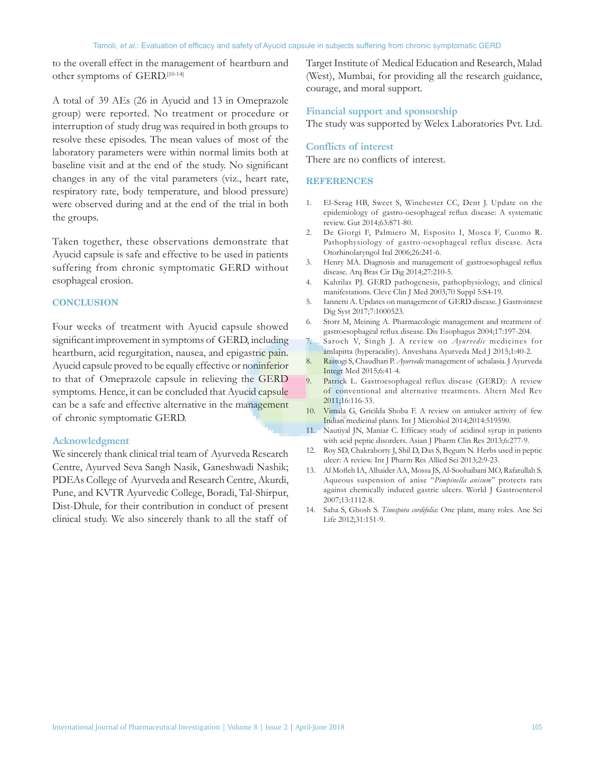to the overall effect in the management of heartburn and other symptoms of GERD.[10-14]

A total of 39 AEs (26 in Ayucid and 13 in Omeprazole group) were reported. No treatment or procedure or interruption of study drug was required in both groups to resolve these episodes. The mean values of most of the laboratory parameters were within normal limits both at baseline visit and at the end of the study. No significant changes in any of the vital parameters (viz., heart rate, respiratory rate, body temperature, and blood pressure) were observed during and at the end of the trial in both the groups.

Taken together, these observations demonstrate that Ayucid capsule is safe and effective to be used in patients suffering from chronic symptomatic GERD without esophageal erosion.

## CONCLUSION

Four weeks of treatment with Ayucid capsule showed significant improvement in symptoms of GERD, including heartburn, acid regurgitation, nausea, and epigastric pain. Ayucid capsule proved to be equally effective or noninferior to that of Omeprazole capsule in relieving the GERD symptoms. Hence, it can be concluded that Ayucid capsule can be a safe and effective alternative in the management of chronic symptomatic GERD.

### Acknowledgment

We sincerely thank clinical trial team of Ayurveda Research Centre, Ayurved Seva Sangh Nasik, Ganeshwadi Nashik; PDEAs College of Ayurveda and Research Centre, Akurdi, Pune, and KVTR Ayurvedic College, Boradi, Tal-Shirpur, Dist-Dhule, for their contribution in conduct of present clinical study. We also sincerely thank to all the staff of Target Institute of Medical Education and Research, Malad (West), Mumbai, for providing all the research guidance, courage, and moral support.

### Financial support and sponsorship

The study was supported by Welex Laboratories Pvt. Ltd.

### Conflicts of interest

There are no conflicts of interest.

## REFERENCES

1. El-Serag HB, Sweet S, Winchester CC, Dent J. Update on the epidemiology of gastro-oesophageal reflux disease: A systematic review. Gut 2014;63:871-80.
2. De Giorgi F, Palmiero M, Esposito I, Mosca F, Cuomo R. Pathophysiology of gastro-oesophageal reflux disease. Acta Otorhinolaryngol Ital 2006;26:241-6.
3. Henry MA. Diagnosis and management of gastroesophageal reflux disease. Arq Bras Cir Dig 2014;27:210-5.
4. Kahrilas PJ. GERD pathogenesis, pathophysiology, and clinical manifestations. Cleve Clin J Med 2003;70 Suppl 5:S4-19.
5. Iannetti A. Updates on management of GERD disease. J Gastrointest Dig Syst 2017;7:1000523.
6. Storr M, Meining A. Pharmacologic management and treatment of gastroesophageal reflux disease. Dis Esophagus 2004;17:197-204.
7. Saroch V, Singh J. A review on *Ayurvedic* medicines for amlapitta (hyperacidity). Anveshana Ayurveda Med J 2015;1:40-2.
8. Rastogi S, Chaudhari P. *Ayurvedic* management of achalasia. J Ayurveda Integr Med 2015;6:41-4.
9. Patrick L. Gastroesophageal reflux disease (GERD): A review of conventional and alternative treatments. Altern Med Rev 2011;16:116-33.
10. Vimala G, Gricilda Shoba F. A review on antiulcer activity of few Indian medicinal plants. Int J Microbiol 2014;2014:519590.
11. Nautiyal JN, Maniar C. Efficacy study of acidinol syrup in patients with acid peptic disorders. Asian J Pharm Clin Res 2013;6:277-9.
12. Roy SD, Chakraborty J, Shil D, Das S, Begum N. Herbs used in peptic ulcer: A review. Int J Pharm Res Allied Sci 2013;2:9-23.
13. Al Mofleh IA, Alhaider AA, Mossa JS, Al-Soohaibani MO, Rafatullah S. Aqueous suspension of anise "*Pimpinella anisum*" protects rats against chemically induced gastric ulcers. World J Gastroenterol 2007;13:1112-8.
14. Saha S, Ghosh S. *Tinospora cordifolia*: One plant, many roles. Anc Sci Life 2012;31:151-9.